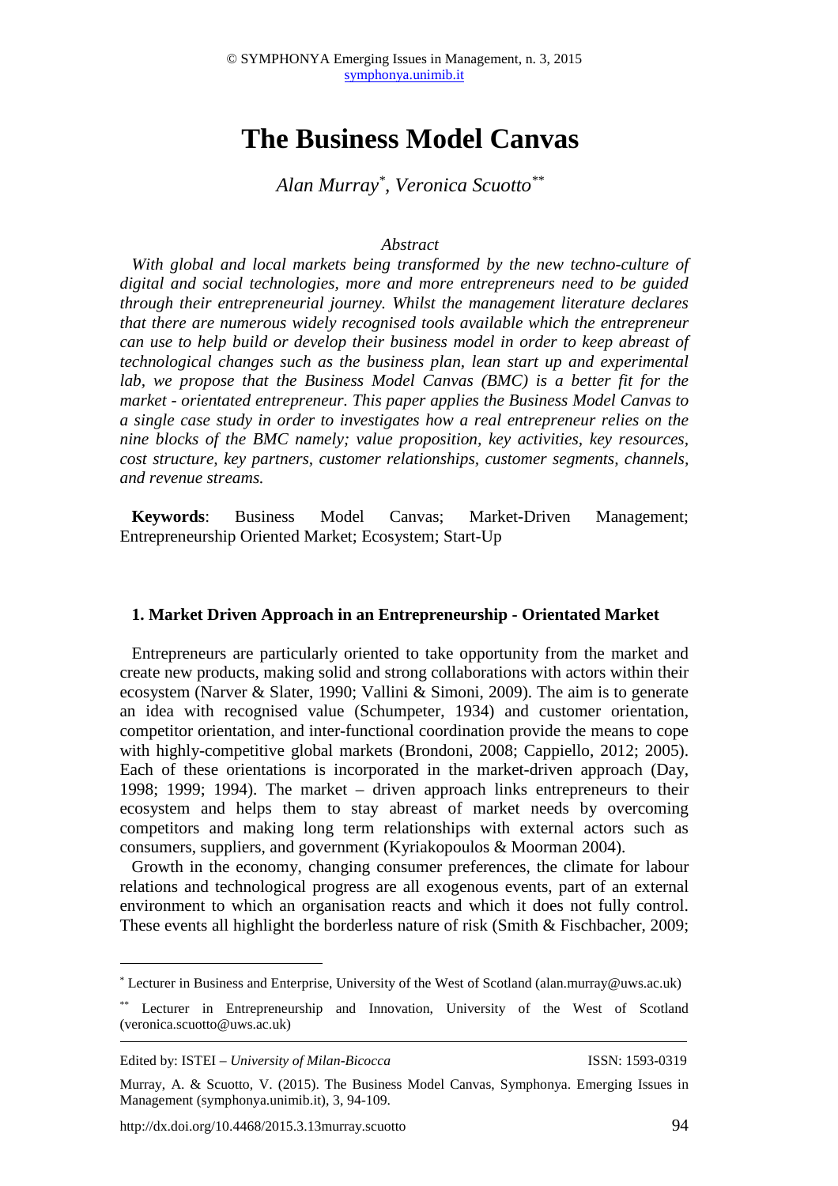# The Business Model Canvas

*Alan Murray*[\*], *Veronica Scuotto*[\*\*]

*Abstract*

*With global and local markets being transformed by the new techno-culture of digital and social technologies, more and more entrepreneurs need to be guided through their entrepreneurial journey. Whilst the management literature declares that there are numerous widely recognised tools available which the entrepreneur can use to help build or develop their business model in order to keep abreast of technological changes such as the business plan, lean start up and experimental lab, we propose that the Business Model Canvas (BMC) is a better fit for the market - orientated entrepreneur. This paper applies the Business Model Canvas to a single case study in order to investigates how a real entrepreneur relies on the nine blocks of the BMC namely; value proposition, key activities, key resources, cost structure, key partners, customer relationships, customer segments, channels, and revenue streams.*

**Keywords**: Business Model Canvas; Market-Driven Management; Entrepreneurship Oriented Market; Ecosystem; Start-Up

## 1. Market Driven Approach in an Entrepreneurship - Orientated Market

Entrepreneurs are particularly oriented to take opportunity from the market and create new products, making solid and strong collaborations with actors within their ecosystem (Narver & Slater, 1990; Vallini & Simoni, 2009). The aim is to generate an idea with recognised value (Schumpeter, 1934) and customer orientation, competitor orientation, and inter-functional coordination provide the means to cope with highly-competitive global markets (Brondoni, 2008; Cappiello, 2012; 2005). Each of these orientations is incorporated in the market-driven approach (Day, 1998; 1999; 1994). The market – driven approach links entrepreneurs to their ecosystem and helps them to stay abreast of market needs by overcoming competitors and making long term relationships with external actors such as consumers, suppliers, and government (Kyriakopoulos & Moorman 2004).

Growth in the economy, changing consumer preferences, the climate for labour relations and technological progress are all exogenous events, part of an external environment to which an organisation reacts and which it does not fully control. These events all highlight the borderless nature of risk (Smith & Fischbacher, 2009;

---

[\*] Lecturer in Business and Enterprise, University of the West of Scotland (alan.murray@uws.ac.uk)

[\*\*] Lecturer in Entrepreneurship and Innovation, University of the West of Scotland (veronica.scuotto@uws.ac.uk)

Edited by: ISTEI – *University of Milan-Bicocca* ISSN: 1593-0319

Murray, A. & Scuotto, V. (2015). The Business Model Canvas, Symphonya. Emerging Issues in Management (symphonya.unimib.it), 3, 94-109.

http://dx.doi.org/10.4468/2015.3.13murray.scuotto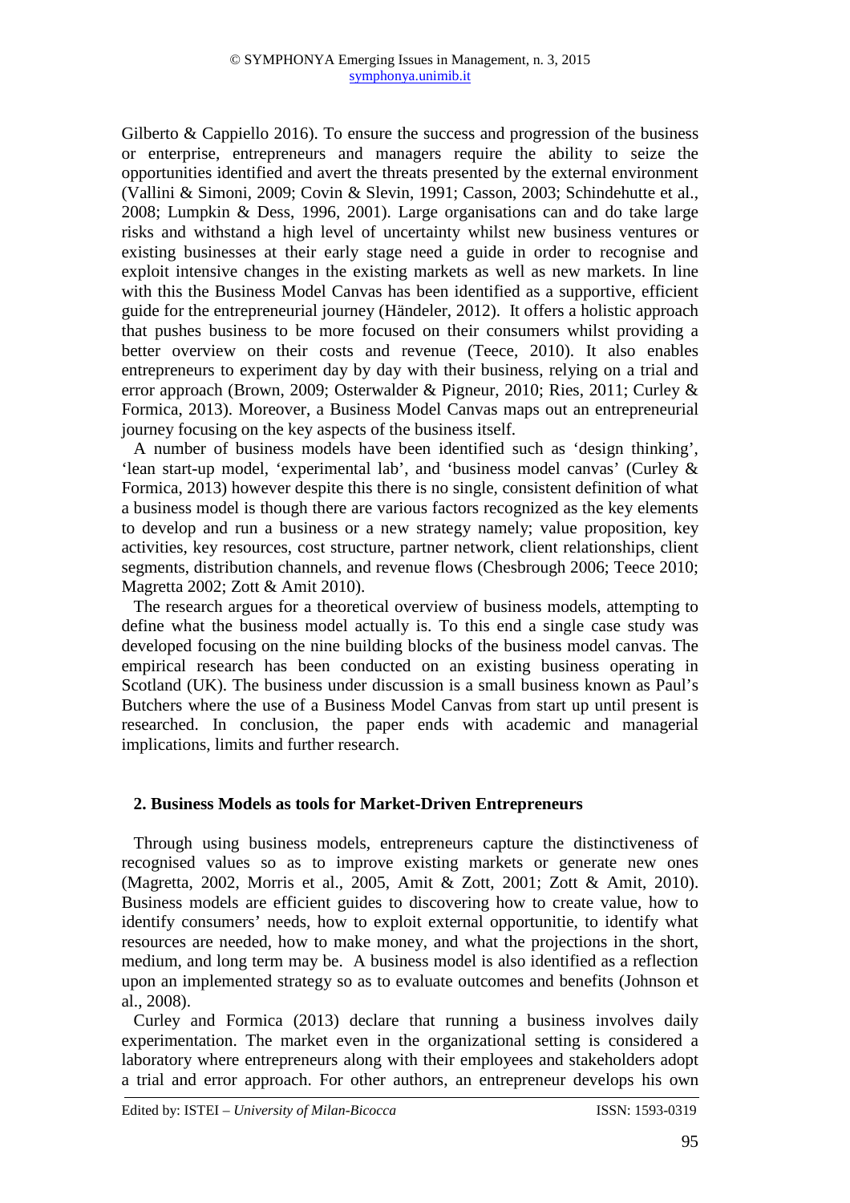Gilberto & Cappiello 2016). To ensure the success and progression of the business or enterprise, entrepreneurs and managers require the ability to seize the opportunities identified and avert the threats presented by the external environment (Vallini & Simoni, 2009; Covin & Slevin, 1991; Casson, 2003; Schindehutte et al., 2008; Lumpkin & Dess, 1996, 2001). Large organisations can and do take large risks and withstand a high level of uncertainty whilst new business ventures or existing businesses at their early stage need a guide in order to recognise and exploit intensive changes in the existing markets as well as new markets. In line with this the Business Model Canvas has been identified as a supportive, efficient guide for the entrepreneurial journey (Händeler, 2012). It offers a holistic approach that pushes business to be more focused on their consumers whilst providing a better overview on their costs and revenue (Teece, 2010). It also enables entrepreneurs to experiment day by day with their business, relying on a trial and error approach (Brown, 2009; Osterwalder & Pigneur, 2010; Ries, 2011; Curley & Formica, 2013). Moreover, a Business Model Canvas maps out an entrepreneurial journey focusing on the key aspects of the business itself.

A number of business models have been identified such as 'design thinking', 'lean start-up model, 'experimental lab', and 'business model canvas' (Curley & Formica, 2013) however despite this there is no single, consistent definition of what a business model is though there are various factors recognized as the key elements to develop and run a business or a new strategy namely; value proposition, key activities, key resources, cost structure, partner network, client relationships, client segments, distribution channels, and revenue flows (Chesbrough 2006; Teece 2010; Magretta 2002; Zott & Amit 2010).

The research argues for a theoretical overview of business models, attempting to define what the business model actually is. To this end a single case study was developed focusing on the nine building blocks of the business model canvas. The empirical research has been conducted on an existing business operating in Scotland (UK). The business under discussion is a small business known as Paul's Butchers where the use of a Business Model Canvas from start up until present is researched. In conclusion, the paper ends with academic and managerial implications, limits and further research.

## 2. Business Models as tools for Market-Driven Entrepreneurs

Through using business models, entrepreneurs capture the distinctiveness of recognised values so as to improve existing markets or generate new ones (Magretta, 2002, Morris et al., 2005, Amit & Zott, 2001; Zott & Amit, 2010). Business models are efficient guides to discovering how to create value, how to identify consumers' needs, how to exploit external opportunitie, to identify what resources are needed, how to make money, and what the projections in the short, medium, and long term may be. A business model is also identified as a reflection upon an implemented strategy so as to evaluate outcomes and benefits (Johnson et al., 2008).

Curley and Formica (2013) declare that running a business involves daily experimentation. The market even in the organizational setting is considered a laboratory where entrepreneurs along with their employees and stakeholders adopt a trial and error approach. For other authors, an entrepreneur develops his own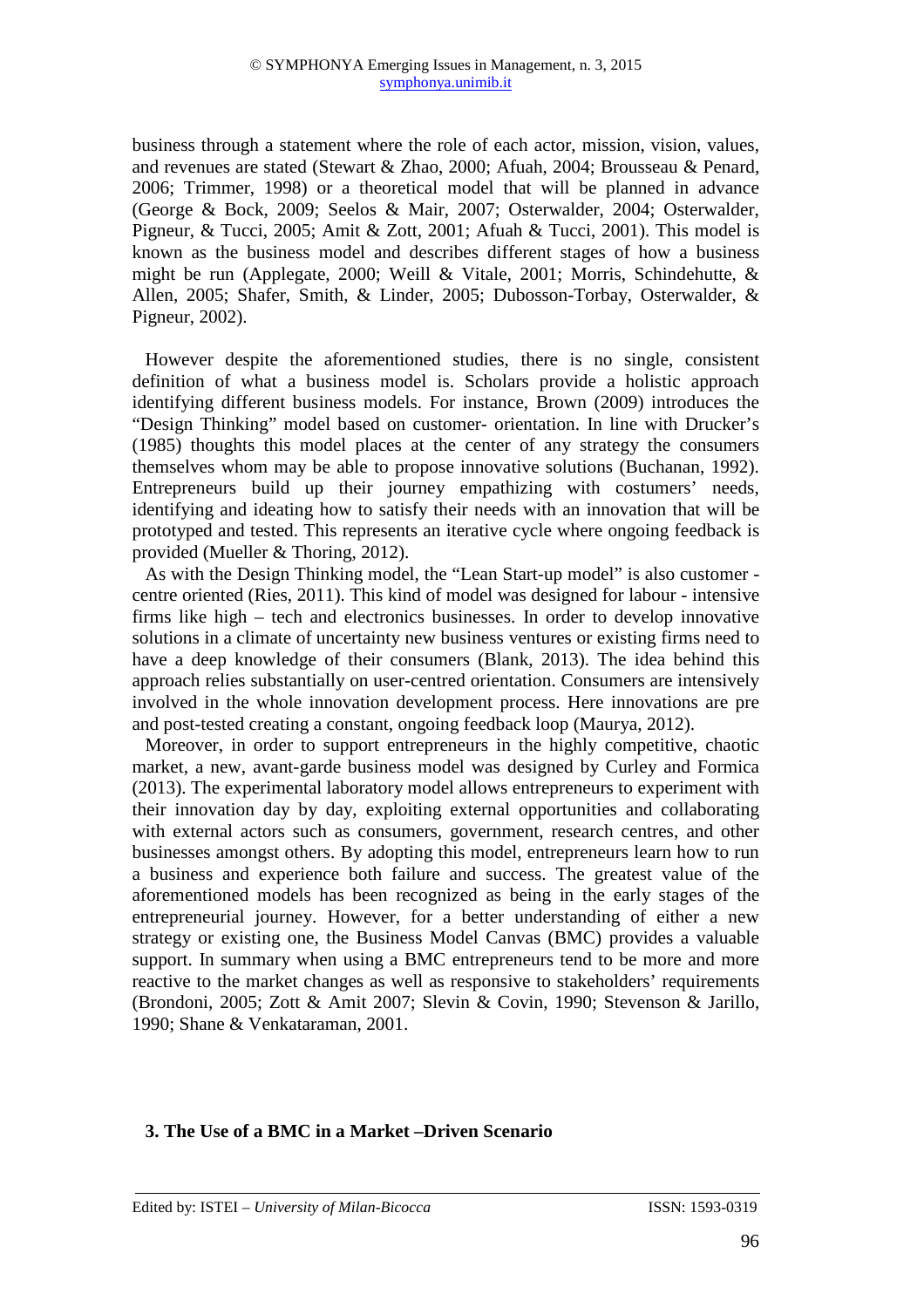business through a statement where the role of each actor, mission, vision, values, and revenues are stated (Stewart & Zhao, 2000; Afuah, 2004; Brousseau & Penard, 2006; Trimmer, 1998) or a theoretical model that will be planned in advance (George & Bock, 2009; Seelos & Mair, 2007; Osterwalder, 2004; Osterwalder, Pigneur, & Tucci, 2005; Amit & Zott, 2001; Afuah & Tucci, 2001). This model is known as the business model and describes different stages of how a business might be run (Applegate, 2000; Weill & Vitale, 2001; Morris, Schindehutte, & Allen, 2005; Shafer, Smith, & Linder, 2005; Dubosson-Torbay, Osterwalder, & Pigneur, 2002).

However despite the aforementioned studies, there is no single, consistent definition of what a business model is. Scholars provide a holistic approach identifying different business models. For instance, Brown (2009) introduces the "Design Thinking" model based on customer- orientation. In line with Drucker's (1985) thoughts this model places at the center of any strategy the consumers themselves whom may be able to propose innovative solutions (Buchanan, 1992). Entrepreneurs build up their journey empathizing with costumers' needs, identifying and ideating how to satisfy their needs with an innovation that will be prototyped and tested. This represents an iterative cycle where ongoing feedback is provided (Mueller & Thoring, 2012).

As with the Design Thinking model, the "Lean Start-up model" is also customer - centre oriented (Ries, 2011). This kind of model was designed for labour - intensive firms like high – tech and electronics businesses. In order to develop innovative solutions in a climate of uncertainty new business ventures or existing firms need to have a deep knowledge of their consumers (Blank, 2013). The idea behind this approach relies substantially on user-centred orientation. Consumers are intensively involved in the whole innovation development process. Here innovations are pre and post-tested creating a constant, ongoing feedback loop (Maurya, 2012).

Moreover, in order to support entrepreneurs in the highly competitive, chaotic market, a new, avant-garde business model was designed by Curley and Formica (2013). The experimental laboratory model allows entrepreneurs to experiment with their innovation day by day, exploiting external opportunities and collaborating with external actors such as consumers, government, research centres, and other businesses amongst others. By adopting this model, entrepreneurs learn how to run a business and experience both failure and success. The greatest value of the aforementioned models has been recognized as being in the early stages of the entrepreneurial journey. However, for a better understanding of either a new strategy or existing one, the Business Model Canvas (BMC) provides a valuable support. In summary when using a BMC entrepreneurs tend to be more and more reactive to the market changes as well as responsive to stakeholders' requirements (Brondoni, 2005; Zott & Amit 2007; Slevin & Covin, 1990; Stevenson & Jarillo, 1990; Shane & Venkataraman, 2001.

## 3. The Use of a BMC in a Market –Driven Scenario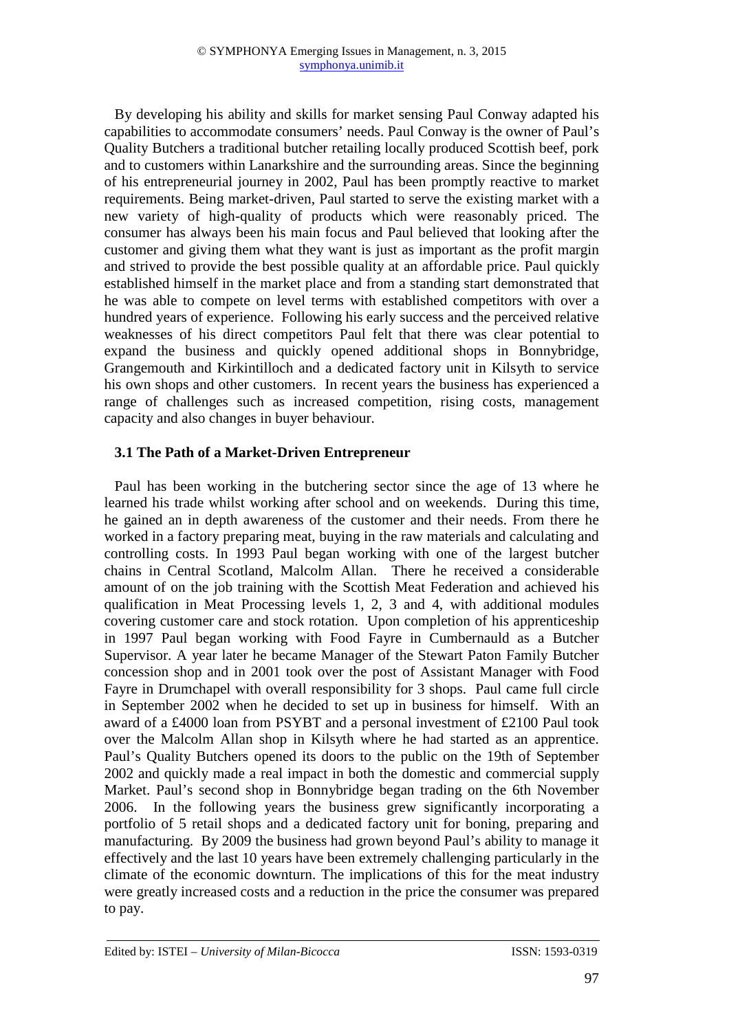By developing his ability and skills for market sensing Paul Conway adapted his capabilities to accommodate consumers' needs. Paul Conway is the owner of Paul's Quality Butchers a traditional butcher retailing locally produced Scottish beef, pork and to customers within Lanarkshire and the surrounding areas. Since the beginning of his entrepreneurial journey in 2002, Paul has been promptly reactive to market requirements. Being market-driven, Paul started to serve the existing market with a new variety of high-quality of products which were reasonably priced. The consumer has always been his main focus and Paul believed that looking after the customer and giving them what they want is just as important as the profit margin and strived to provide the best possible quality at an affordable price. Paul quickly established himself in the market place and from a standing start demonstrated that he was able to compete on level terms with established competitors with over a hundred years of experience. Following his early success and the perceived relative weaknesses of his direct competitors Paul felt that there was clear potential to expand the business and quickly opened additional shops in Bonnybridge, Grangemouth and Kirkintilloch and a dedicated factory unit in Kilsyth to service his own shops and other customers. In recent years the business has experienced a range of challenges such as increased competition, rising costs, management capacity and also changes in buyer behaviour.

### 3.1 The Path of a Market-Driven Entrepreneur

Paul has been working in the butchering sector since the age of 13 where he learned his trade whilst working after school and on weekends. During this time, he gained an in depth awareness of the customer and their needs. From there he worked in a factory preparing meat, buying in the raw materials and calculating and controlling costs. In 1993 Paul began working with one of the largest butcher chains in Central Scotland, Malcolm Allan. There he received a considerable amount of on the job training with the Scottish Meat Federation and achieved his qualification in Meat Processing levels 1, 2, 3 and 4, with additional modules covering customer care and stock rotation. Upon completion of his apprenticeship in 1997 Paul began working with Food Fayre in Cumbernauld as a Butcher Supervisor. A year later he became Manager of the Stewart Paton Family Butcher concession shop and in 2001 took over the post of Assistant Manager with Food Fayre in Drumchapel with overall responsibility for 3 shops. Paul came full circle in September 2002 when he decided to set up in business for himself. With an award of a £4000 loan from PSYBT and a personal investment of £2100 Paul took over the Malcolm Allan shop in Kilsyth where he had started as an apprentice. Paul's Quality Butchers opened its doors to the public on the 19th of September 2002 and quickly made a real impact in both the domestic and commercial supply Market. Paul's second shop in Bonnybridge began trading on the 6th November 2006. In the following years the business grew significantly incorporating a portfolio of 5 retail shops and a dedicated factory unit for boning, preparing and manufacturing. By 2009 the business had grown beyond Paul's ability to manage it effectively and the last 10 years have been extremely challenging particularly in the climate of the economic downturn. The implications of this for the meat industry were greatly increased costs and a reduction in the price the consumer was prepared to pay.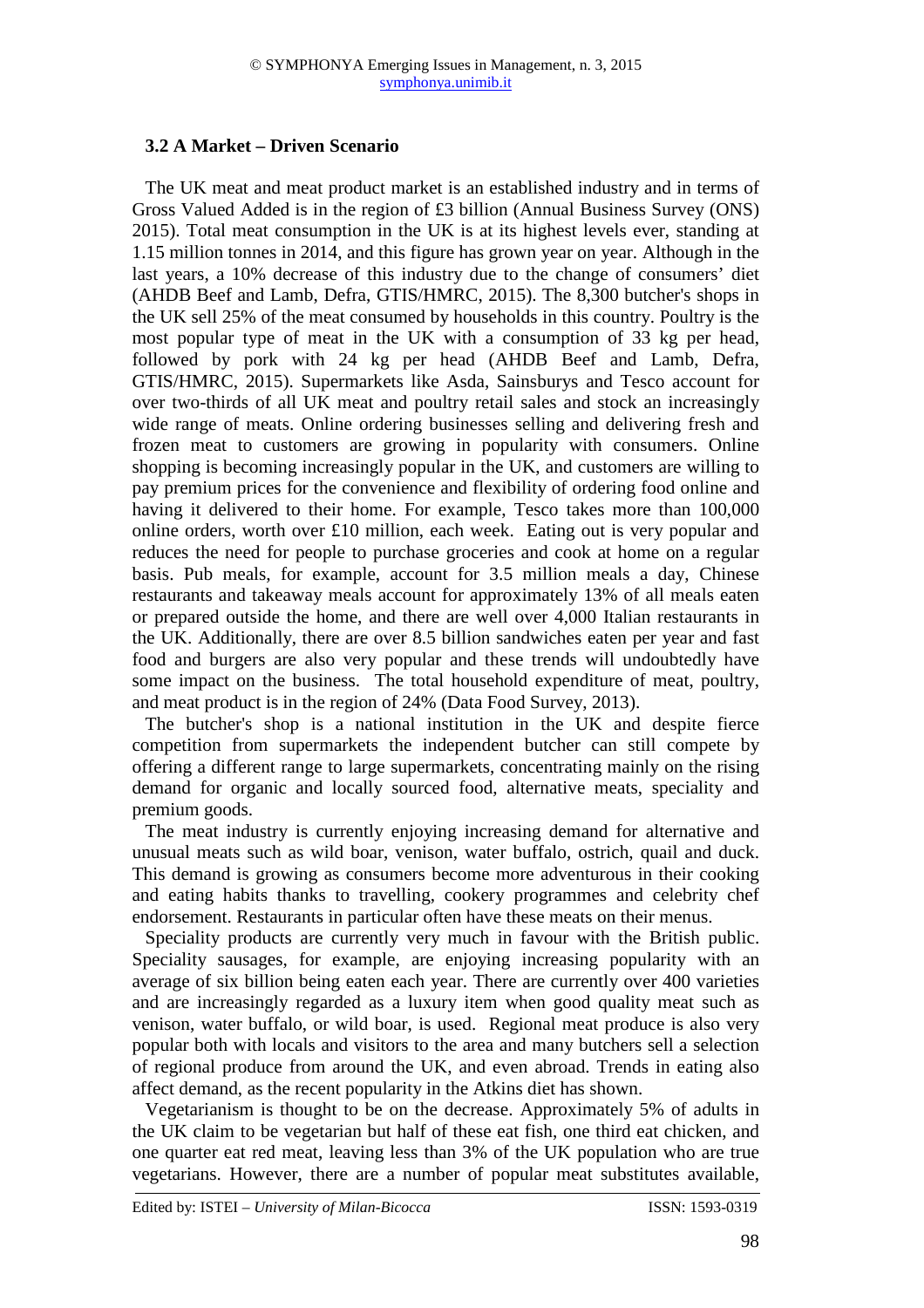### 3.2 A Market – Driven Scenario

The UK meat and meat product market is an established industry and in terms of Gross Valued Added is in the region of £3 billion (Annual Business Survey (ONS) 2015). Total meat consumption in the UK is at its highest levels ever, standing at 1.15 million tonnes in 2014, and this figure has grown year on year. Although in the last years, a 10% decrease of this industry due to the change of consumers' diet (AHDB Beef and Lamb, Defra, GTIS/HMRC, 2015). The 8,300 butcher's shops in the UK sell 25% of the meat consumed by households in this country. Poultry is the most popular type of meat in the UK with a consumption of 33 kg per head, followed by pork with 24 kg per head (AHDB Beef and Lamb, Defra, GTIS/HMRC, 2015). Supermarkets like Asda, Sainsburys and Tesco account for over two-thirds of all UK meat and poultry retail sales and stock an increasingly wide range of meats. Online ordering businesses selling and delivering fresh and frozen meat to customers are growing in popularity with consumers. Online shopping is becoming increasingly popular in the UK, and customers are willing to pay premium prices for the convenience and flexibility of ordering food online and having it delivered to their home. For example, Tesco takes more than 100,000 online orders, worth over £10 million, each week. Eating out is very popular and reduces the need for people to purchase groceries and cook at home on a regular basis. Pub meals, for example, account for 3.5 million meals a day, Chinese restaurants and takeaway meals account for approximately 13% of all meals eaten or prepared outside the home, and there are well over 4,000 Italian restaurants in the UK. Additionally, there are over 8.5 billion sandwiches eaten per year and fast food and burgers are also very popular and these trends will undoubtedly have some impact on the business. The total household expenditure of meat, poultry, and meat product is in the region of 24% (Data Food Survey, 2013).

The butcher's shop is a national institution in the UK and despite fierce competition from supermarkets the independent butcher can still compete by offering a different range to large supermarkets, concentrating mainly on the rising demand for organic and locally sourced food, alternative meats, speciality and premium goods.

The meat industry is currently enjoying increasing demand for alternative and unusual meats such as wild boar, venison, water buffalo, ostrich, quail and duck. This demand is growing as consumers become more adventurous in their cooking and eating habits thanks to travelling, cookery programmes and celebrity chef endorsement. Restaurants in particular often have these meats on their menus.

Speciality products are currently very much in favour with the British public. Speciality sausages, for example, are enjoying increasing popularity with an average of six billion being eaten each year. There are currently over 400 varieties and are increasingly regarded as a luxury item when good quality meat such as venison, water buffalo, or wild boar, is used. Regional meat produce is also very popular both with locals and visitors to the area and many butchers sell a selection of regional produce from around the UK, and even abroad. Trends in eating also affect demand, as the recent popularity in the Atkins diet has shown.

Vegetarianism is thought to be on the decrease. Approximately 5% of adults in the UK claim to be vegetarian but half of these eat fish, one third eat chicken, and one quarter eat red meat, leaving less than 3% of the UK population who are true vegetarians. However, there are a number of popular meat substitutes available,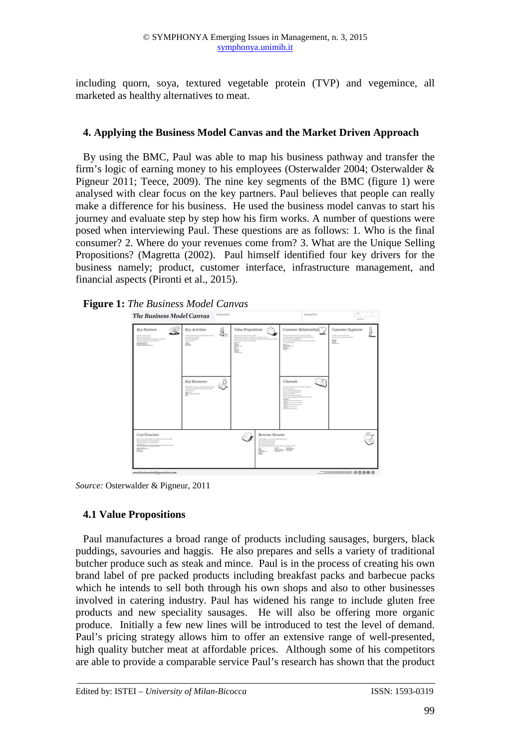including quorn, soya, textured vegetable protein (TVP) and vegemince, all marketed as healthy alternatives to meat.

## 4. Applying the Business Model Canvas and the Market Driven Approach

By using the BMC, Paul was able to map his business pathway and transfer the firm's logic of earning money to his employees (Osterwalder 2004; Osterwalder & Pigneur 2011; Teece, 2009). The nine key segments of the BMC (figure 1) were analysed with clear focus on the key partners. Paul believes that people can really make a difference for his business. He used the business model canvas to start his journey and evaluate step by step how his firm works. A number of questions were posed when interviewing Paul. These questions are as follows: 1. Who is the final consumer? 2. Where do your revenues come from? 3. What are the Unique Selling Propositions? (Magretta (2002). Paul himself identified four key drivers for the business namely; product, customer interface, infrastructure management, and financial aspects (Pironti et al., 2015).

**Figure 1:** *The Business Model Canvas*

*Source:* Osterwalder & Pigneur, 2011

### 4.1 Value Propositions

Paul manufactures a broad range of products including sausages, burgers, black puddings, savouries and haggis. He also prepares and sells a variety of traditional butcher produce such as steak and mince. Paul is in the process of creating his own brand label of pre packed products including breakfast packs and barbecue packs which he intends to sell both through his own shops and also to other businesses involved in catering industry. Paul has widened his range to include gluten free products and new speciality sausages. He will also be offering more organic produce. Initially a few new lines will be introduced to test the level of demand. Paul's pricing strategy allows him to offer an extensive range of well-presented, high quality butcher meat at affordable prices. Although some of his competitors are able to provide a comparable service Paul's research has shown that the product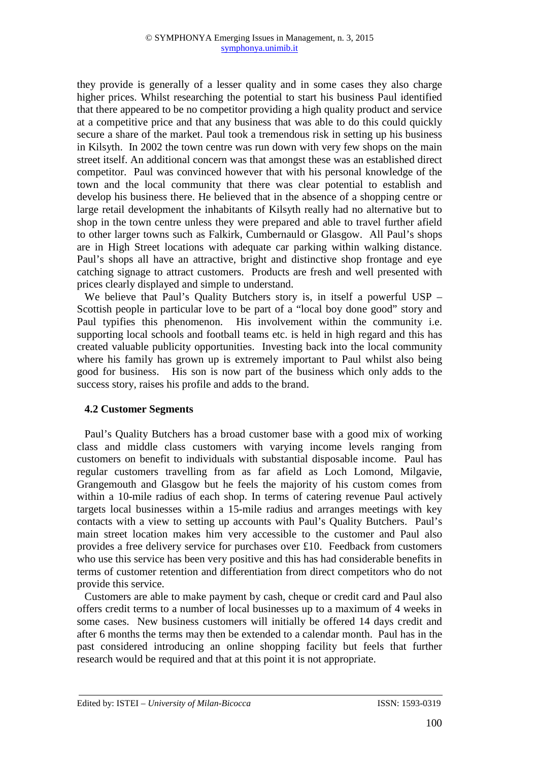they provide is generally of a lesser quality and in some cases they also charge higher prices. Whilst researching the potential to start his business Paul identified that there appeared to be no competitor providing a high quality product and service at a competitive price and that any business that was able to do this could quickly secure a share of the market. Paul took a tremendous risk in setting up his business in Kilsyth. In 2002 the town centre was run down with very few shops on the main street itself. An additional concern was that amongst these was an established direct competitor. Paul was convinced however that with his personal knowledge of the town and the local community that there was clear potential to establish and develop his business there. He believed that in the absence of a shopping centre or large retail development the inhabitants of Kilsyth really had no alternative but to shop in the town centre unless they were prepared and able to travel further afield to other larger towns such as Falkirk, Cumbernauld or Glasgow. All Paul's shops are in High Street locations with adequate car parking within walking distance. Paul's shops all have an attractive, bright and distinctive shop frontage and eye catching signage to attract customers. Products are fresh and well presented with prices clearly displayed and simple to understand.

We believe that Paul's Quality Butchers story is, in itself a powerful USP – Scottish people in particular love to be part of a "local boy done good" story and Paul typifies this phenomenon. His involvement within the community i.e. supporting local schools and football teams etc. is held in high regard and this has created valuable publicity opportunities. Investing back into the local community where his family has grown up is extremely important to Paul whilst also being good for business. His son is now part of the business which only adds to the success story, raises his profile and adds to the brand.

### 4.2 Customer Segments

Paul's Quality Butchers has a broad customer base with a good mix of working class and middle class customers with varying income levels ranging from customers on benefit to individuals with substantial disposable income. Paul has regular customers travelling from as far afield as Loch Lomond, Milgavie, Grangemouth and Glasgow but he feels the majority of his custom comes from within a 10-mile radius of each shop. In terms of catering revenue Paul actively targets local businesses within a 15-mile radius and arranges meetings with key contacts with a view to setting up accounts with Paul's Quality Butchers. Paul's main street location makes him very accessible to the customer and Paul also provides a free delivery service for purchases over £10. Feedback from customers who use this service has been very positive and this has had considerable benefits in terms of customer retention and differentiation from direct competitors who do not provide this service.

Customers are able to make payment by cash, cheque or credit card and Paul also offers credit terms to a number of local businesses up to a maximum of 4 weeks in some cases. New business customers will initially be offered 14 days credit and after 6 months the terms may then be extended to a calendar month. Paul has in the past considered introducing an online shopping facility but feels that further research would be required and that at this point it is not appropriate.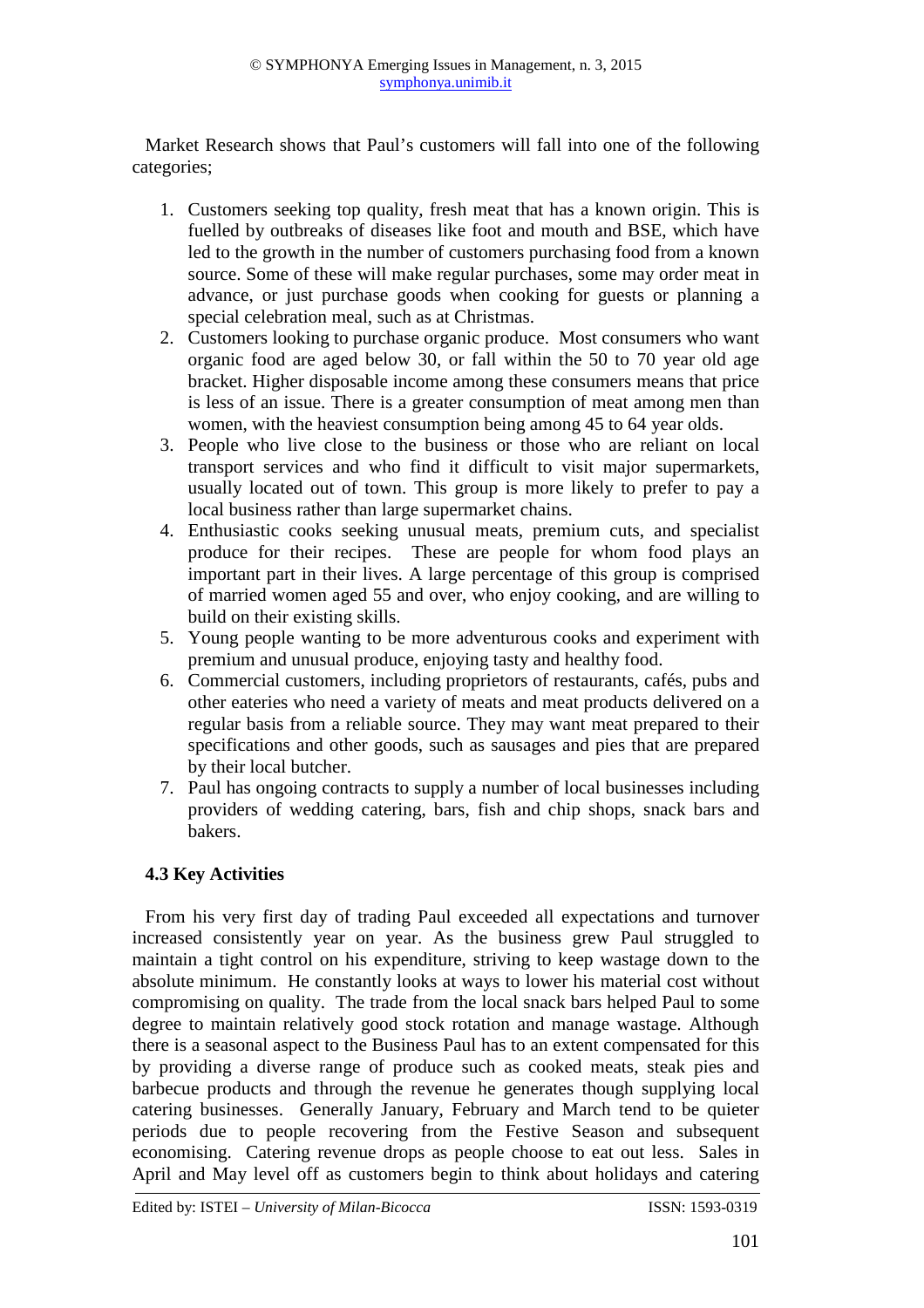Market Research shows that Paul's customers will fall into one of the following categories;

1. Customers seeking top quality, fresh meat that has a known origin. This is fuelled by outbreaks of diseases like foot and mouth and BSE, which have led to the growth in the number of customers purchasing food from a known source. Some of these will make regular purchases, some may order meat in advance, or just purchase goods when cooking for guests or planning a special celebration meal, such as at Christmas.
2. Customers looking to purchase organic produce. Most consumers who want organic food are aged below 30, or fall within the 50 to 70 year old age bracket. Higher disposable income among these consumers means that price is less of an issue. There is a greater consumption of meat among men than women, with the heaviest consumption being among 45 to 64 year olds.
3. People who live close to the business or those who are reliant on local transport services and who find it difficult to visit major supermarkets, usually located out of town. This group is more likely to prefer to pay a local business rather than large supermarket chains.
4. Enthusiastic cooks seeking unusual meats, premium cuts, and specialist produce for their recipes. These are people for whom food plays an important part in their lives. A large percentage of this group is comprised of married women aged 55 and over, who enjoy cooking, and are willing to build on their existing skills.
5. Young people wanting to be more adventurous cooks and experiment with premium and unusual produce, enjoying tasty and healthy food.
6. Commercial customers, including proprietors of restaurants, cafés, pubs and other eateries who need a variety of meats and meat products delivered on a regular basis from a reliable source. They may want meat prepared to their specifications and other goods, such as sausages and pies that are prepared by their local butcher.
7. Paul has ongoing contracts to supply a number of local businesses including providers of wedding catering, bars, fish and chip shops, snack bars and bakers.

### 4.3 Key Activities

From his very first day of trading Paul exceeded all expectations and turnover increased consistently year on year. As the business grew Paul struggled to maintain a tight control on his expenditure, striving to keep wastage down to the absolute minimum. He constantly looks at ways to lower his material cost without compromising on quality. The trade from the local snack bars helped Paul to some degree to maintain relatively good stock rotation and manage wastage. Although there is a seasonal aspect to the Business Paul has to an extent compensated for this by providing a diverse range of produce such as cooked meats, steak pies and barbecue products and through the revenue he generates though supplying local catering businesses. Generally January, February and March tend to be quieter periods due to people recovering from the Festive Season and subsequent economising. Catering revenue drops as people choose to eat out less. Sales in April and May level off as customers begin to think about holidays and catering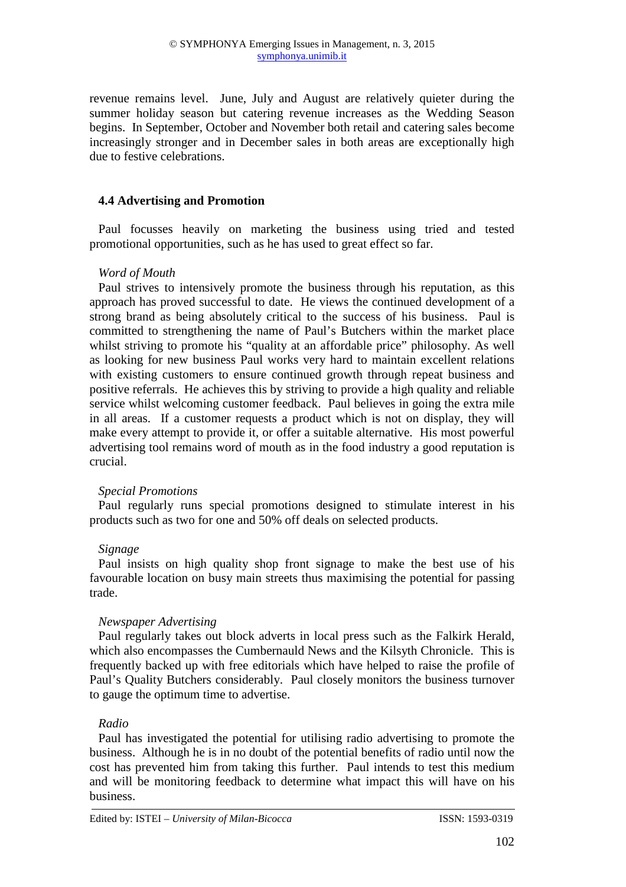revenue remains level. June, July and August are relatively quieter during the summer holiday season but catering revenue increases as the Wedding Season begins. In September, October and November both retail and catering sales become increasingly stronger and in December sales in both areas are exceptionally high due to festive celebrations.

### 4.4 Advertising and Promotion

Paul focusses heavily on marketing the business using tried and tested promotional opportunities, such as he has used to great effect so far.

*Word of Mouth*

Paul strives to intensively promote the business through his reputation, as this approach has proved successful to date. He views the continued development of a strong brand as being absolutely critical to the success of his business. Paul is committed to strengthening the name of Paul's Butchers within the market place whilst striving to promote his "quality at an affordable price" philosophy. As well as looking for new business Paul works very hard to maintain excellent relations with existing customers to ensure continued growth through repeat business and positive referrals. He achieves this by striving to provide a high quality and reliable service whilst welcoming customer feedback. Paul believes in going the extra mile in all areas. If a customer requests a product which is not on display, they will make every attempt to provide it, or offer a suitable alternative. His most powerful advertising tool remains word of mouth as in the food industry a good reputation is crucial.

*Special Promotions*

Paul regularly runs special promotions designed to stimulate interest in his products such as two for one and 50% off deals on selected products.

*Signage*

Paul insists on high quality shop front signage to make the best use of his favourable location on busy main streets thus maximising the potential for passing trade.

*Newspaper Advertising*

Paul regularly takes out block adverts in local press such as the Falkirk Herald, which also encompasses the Cumbernauld News and the Kilsyth Chronicle. This is frequently backed up with free editorials which have helped to raise the profile of Paul's Quality Butchers considerably. Paul closely monitors the business turnover to gauge the optimum time to advertise.

*Radio*

Paul has investigated the potential for utilising radio advertising to promote the business. Although he is in no doubt of the potential benefits of radio until now the cost has prevented him from taking this further. Paul intends to test this medium and will be monitoring feedback to determine what impact this will have on his business.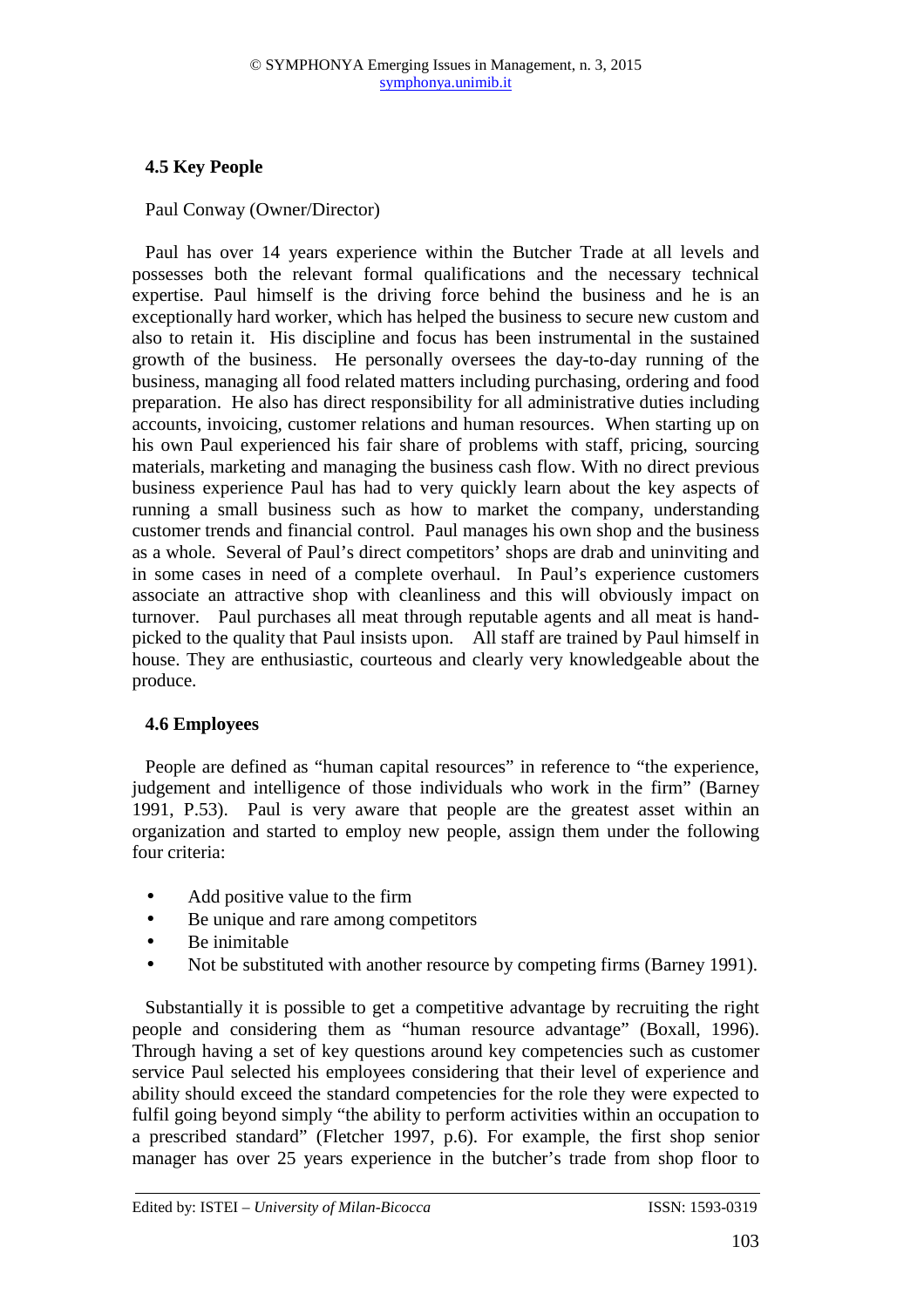### 4.5 Key People

Paul Conway (Owner/Director)

Paul has over 14 years experience within the Butcher Trade at all levels and possesses both the relevant formal qualifications and the necessary technical expertise. Paul himself is the driving force behind the business and he is an exceptionally hard worker, which has helped the business to secure new custom and also to retain it. His discipline and focus has been instrumental in the sustained growth of the business. He personally oversees the day-to-day running of the business, managing all food related matters including purchasing, ordering and food preparation. He also has direct responsibility for all administrative duties including accounts, invoicing, customer relations and human resources. When starting up on his own Paul experienced his fair share of problems with staff, pricing, sourcing materials, marketing and managing the business cash flow. With no direct previous business experience Paul has had to very quickly learn about the key aspects of running a small business such as how to market the company, understanding customer trends and financial control. Paul manages his own shop and the business as a whole. Several of Paul's direct competitors' shops are drab and uninviting and in some cases in need of a complete overhaul. In Paul's experience customers associate an attractive shop with cleanliness and this will obviously impact on turnover. Paul purchases all meat through reputable agents and all meat is hand-picked to the quality that Paul insists upon. All staff are trained by Paul himself in house. They are enthusiastic, courteous and clearly very knowledgeable about the produce.

### 4.6 Employees

People are defined as "human capital resources" in reference to "the experience, judgement and intelligence of those individuals who work in the firm" (Barney 1991, P.53). Paul is very aware that people are the greatest asset within an organization and started to employ new people, assign them under the following four criteria:

- Add positive value to the firm
- Be unique and rare among competitors
- Be inimitable
- Not be substituted with another resource by competing firms (Barney 1991).

Substantially it is possible to get a competitive advantage by recruiting the right people and considering them as "human resource advantage" (Boxall, 1996). Through having a set of key questions around key competencies such as customer service Paul selected his employees considering that their level of experience and ability should exceed the standard competencies for the role they were expected to fulfil going beyond simply "the ability to perform activities within an occupation to a prescribed standard" (Fletcher 1997, p.6). For example, the first shop senior manager has over 25 years experience in the butcher's trade from shop floor to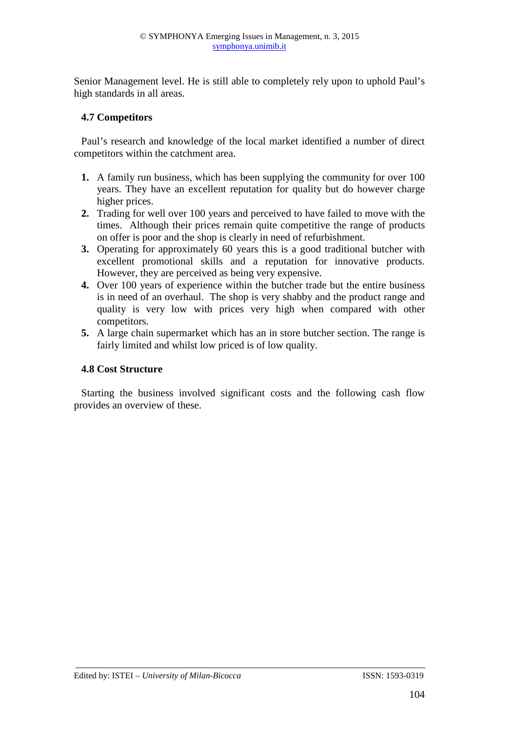Senior Management level. He is still able to completely rely upon to uphold Paul's high standards in all areas.

### 4.7 Competitors

Paul's research and knowledge of the local market identified a number of direct competitors within the catchment area.

1. A family run business, which has been supplying the community for over 100 years. They have an excellent reputation for quality but do however charge higher prices.
2. Trading for well over 100 years and perceived to have failed to move with the times. Although their prices remain quite competitive the range of products on offer is poor and the shop is clearly in need of refurbishment.
3. Operating for approximately 60 years this is a good traditional butcher with excellent promotional skills and a reputation for innovative products. However, they are perceived as being very expensive.
4. Over 100 years of experience within the butcher trade but the entire business is in need of an overhaul. The shop is very shabby and the product range and quality is very low with prices very high when compared with other competitors.
5. A large chain supermarket which has an in store butcher section. The range is fairly limited and whilst low priced is of low quality.

### 4.8 Cost Structure

Starting the business involved significant costs and the following cash flow provides an overview of these.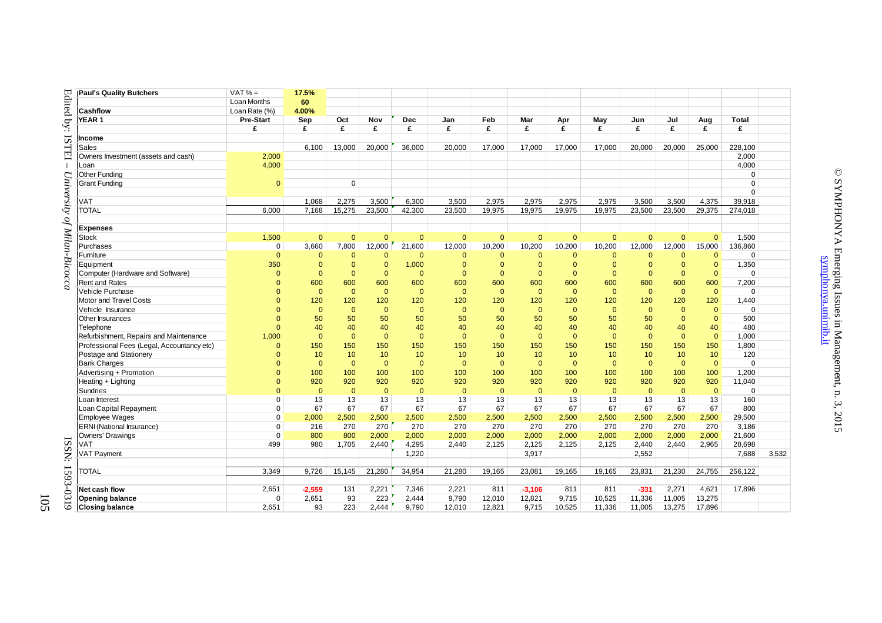| Paul's Quality Butchers | VAT % = | 17.5% | | | | | | | | | | | | | |
|---|---|---|---|---|---|---|---|---|---|---|---|---|---|---|---|
| | Loan Months | 60 | | | | | | | | | | | | | |
| Cashflow | Loan Rate (%) | 4.00% | | | | | | | | | | | | | |
| YEAR 1 | Pre-Start | Sep | Oct | Nov | Dec | Jan | Feb | Mar | Apr | May | Jun | Jul | Aug | Total | |
| | £ | £ | £ | £ | £ | £ | £ | £ | £ | £ | £ | £ | £ | £ | |
| **Income** | | | | | | | | | | | | | | | |
| Sales | | 6,100 | 13,000 | 20,000 | 36,000 | 20,000 | 17,000 | 17,000 | 17,000 | 17,000 | 20,000 | 20,000 | 25,000 | 228,100 | |
| Owners Investment (assets and cash) | 2,000 | | | | | | | | | | | | | 2,000 | |
| Loan | 4,000 | | | | | | | | | | | | | 4,000 | |
| Other Funding | | | | | | | | | | | | | | 0 | |
| Grant Funding | 0 | | 0 | | | | | | | | | | | 0 | |
| | | | | | | | | | | | | | | 0 | |
| VAT | | 1,068 | 2,275 | 3,500 | 6,300 | 3,500 | 2,975 | 2,975 | 2,975 | 2,975 | 3,500 | 3,500 | 4,375 | 39,918 | |
| TOTAL | 6,000 | 7,168 | 15,275 | 23,500 | 42,300 | 23,500 | 19,975 | 19,975 | 19,975 | 19,975 | 23,500 | 23,500 | 29,375 | 274,018 | |
| **Expenses** | | | | | | | | | | | | | | | |
| Stock | 1,500 | 0 | 0 | 0 | 0 | 0 | 0 | 0 | 0 | 0 | 0 | 0 | 0 | 1,500 | |
| Purchases | 0 | 3,660 | 7,800 | 12,000 | 21,600 | 12,000 | 10,200 | 10,200 | 10,200 | 10,200 | 12,000 | 12,000 | 15,000 | 136,860 | |
| Furniture | 0 | 0 | 0 | 0 | 0 | 0 | 0 | 0 | 0 | 0 | 0 | 0 | 0 | 0 | |
| Equipment | 350 | 0 | 0 | 0 | 1,000 | 0 | 0 | 0 | 0 | 0 | 0 | 0 | 0 | 1,350 | |
| Computer (Hardware and Software) | 0 | 0 | 0 | 0 | 0 | 0 | 0 | 0 | 0 | 0 | 0 | 0 | 0 | 0 | |
| Rent and Rates | 0 | 600 | 600 | 600 | 600 | 600 | 600 | 600 | 600 | 600 | 600 | 600 | 600 | 7,200 | |
| Vehicle Purchase | 0 | 0 | 0 | 0 | 0 | 0 | 0 | 0 | 0 | 0 | 0 | 0 | 0 | 0 | |
| Motor and Travel Costs | 0 | 120 | 120 | 120 | 120 | 120 | 120 | 120 | 120 | 120 | 120 | 120 | 120 | 1,440 | |
| Vehicle Insurance | 0 | 0 | 0 | 0 | 0 | 0 | 0 | 0 | 0 | 0 | 0 | 0 | 0 | 0 | |
| Other Insurances | 0 | 50 | 50 | 50 | 50 | 50 | 50 | 50 | 50 | 50 | 50 | 0 | 0 | 500 | |
| Telephone | 0 | 40 | 40 | 40 | 40 | 40 | 40 | 40 | 40 | 40 | 40 | 40 | 40 | 480 | |
| Refurbishment, Repairs and Maintenance | 1,000 | 0 | 0 | 0 | 0 | 0 | 0 | 0 | 0 | 0 | 0 | 0 | 0 | 1,000 | |
| Professional Fees (Legal, Accountancy etc) | 0 | 150 | 150 | 150 | 150 | 150 | 150 | 150 | 150 | 150 | 150 | 150 | 150 | 1,800 | |
| Postage and Stationery | 0 | 10 | 10 | 10 | 10 | 10 | 10 | 10 | 10 | 10 | 10 | 10 | 10 | 120 | |
| Bank Charges | 0 | 0 | 0 | 0 | 0 | 0 | 0 | 0 | 0 | 0 | 0 | 0 | 0 | 0 | |
| Advertising + Promotion | 0 | 100 | 100 | 100 | 100 | 100 | 100 | 100 | 100 | 100 | 100 | 100 | 100 | 1,200 | |
| Heating + Lighting | 0 | 920 | 920 | 920 | 920 | 920 | 920 | 920 | 920 | 920 | 920 | 920 | 920 | 11,040 | |
| Sundries | 0 | 0 | 0 | 0 | 0 | 0 | 0 | 0 | 0 | 0 | 0 | 0 | 0 | 0 | |
| Loan Interest | 0 | 13 | 13 | 13 | 13 | 13 | 13 | 13 | 13 | 13 | 13 | 13 | 13 | 160 | |
| Loan Capital Repayment | 0 | 67 | 67 | 67 | 67 | 67 | 67 | 67 | 67 | 67 | 67 | 67 | 67 | 800 | |
| Employee Wages | 0 | 2,000 | 2,500 | 2,500 | 2,500 | 2,500 | 2,500 | 2,500 | 2,500 | 2,500 | 2,500 | 2,500 | 2,500 | 29,500 | |
| ERNI (National Insurance) | 0 | 216 | 270 | 270 | 270 | 270 | 270 | 270 | 270 | 270 | 270 | 270 | 270 | 3,186 | |
| Owners' Drawings | 0 | 800 | 800 | 2,000 | 2,000 | 2,000 | 2,000 | 2,000 | 2,000 | 2,000 | 2,000 | 2,000 | 2,000 | 21,600 | |
| VAT | 499 | 980 | 1,705 | 2,440 | 4,295 | 2,440 | 2,125 | 2,125 | 2,125 | 2,125 | 2,440 | 2,440 | 2,965 | 28,698 | |
| VAT Payment | | | | | 1,220 | | | 3,917 | | | 2,552 | | | 7,688 | 3,532 |
| TOTAL | 3,349 | 9,726 | 15,145 | 21,280 | 34,954 | 21,280 | 19,165 | 23,081 | 19,165 | 19,165 | 23,831 | 21,230 | 24,755 | 256,122 | |
| **Net cash flow** | 2,651 | -2,559 | 131 | 2,221 | 7,346 | 2,221 | 811 | -3,106 | 811 | 811 | -331 | 2,271 | 4,621 | 17,896 | |
| **Opening balance** | 0 | 2,651 | 93 | 223 | 2,444 | 9,790 | 12,010 | 12,821 | 9,715 | 10,525 | 11,336 | 11,005 | 13,275 | | |
| **Closing balance** | 2,651 | 93 | 223 | 2,444 | 9,790 | 12,010 | 12,821 | 9,715 | 10,525 | 11,336 | 11,005 | 13,275 | 17,896 | | |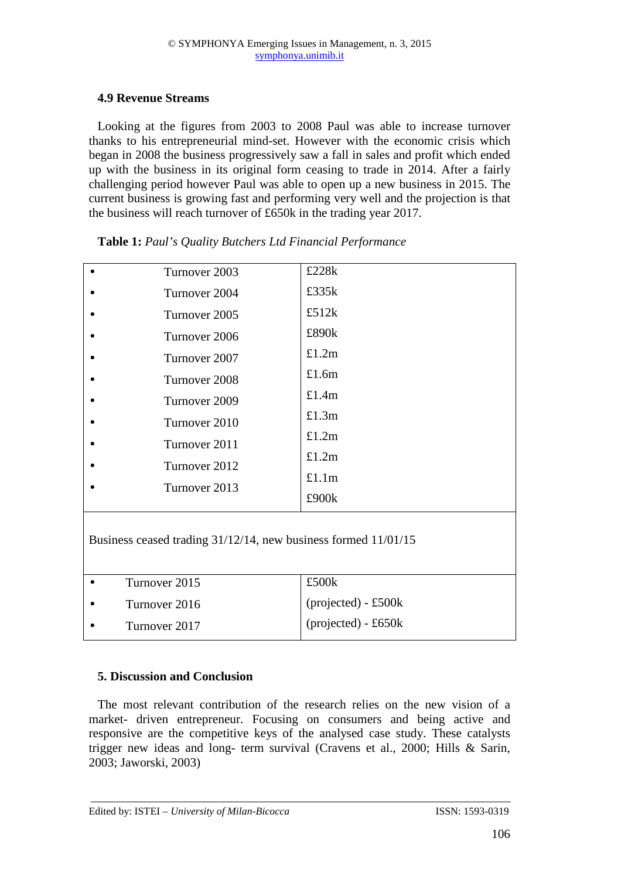### 4.9 Revenue Streams

Looking at the figures from 2003 to 2008 Paul was able to increase turnover thanks to his entrepreneurial mind-set. However with the economic crisis which began in 2008 the business progressively saw a fall in sales and profit which ended up with the business in its original form ceasing to trade in 2014. After a fairly challenging period however Paul was able to open up a new business in 2015. The current business is growing fast and performing very well and the projection is that the business will reach turnover of £650k in the trading year 2017.

**Table 1:** *Paul's Quality Butchers Ltd Financial Performance*

| | |
|---|---|
| • Turnover 2003 | £228k |
| • Turnover 2004 | £335k |
| • Turnover 2005 | £512k |
| • Turnover 2006 | £890k |
| • Turnover 2007 | £1.2m |
| • Turnover 2008 | £1.6m |
| • Turnover 2009 | £1.4m |
| • Turnover 2010 | £1.3m |
| • Turnover 2011 | £1.2m |
| • Turnover 2012 | £1.2m |
| • Turnover 2013 | £1.1m |
| | £900k |
| Business ceased trading 31/12/14, new business formed 11/01/15 | |
| • Turnover 2015 | £500k |
| • Turnover 2016 | (projected) - £500k |
| • Turnover 2017 | (projected) - £650k |

### 5. Discussion and Conclusion

The most relevant contribution of the research relies on the new vision of a market- driven entrepreneur. Focusing on consumers and being active and responsive are the competitive keys of the analysed case study. These catalysts trigger new ideas and long- term survival (Cravens et al., 2000; Hills & Sarin, 2003; Jaworski, 2003)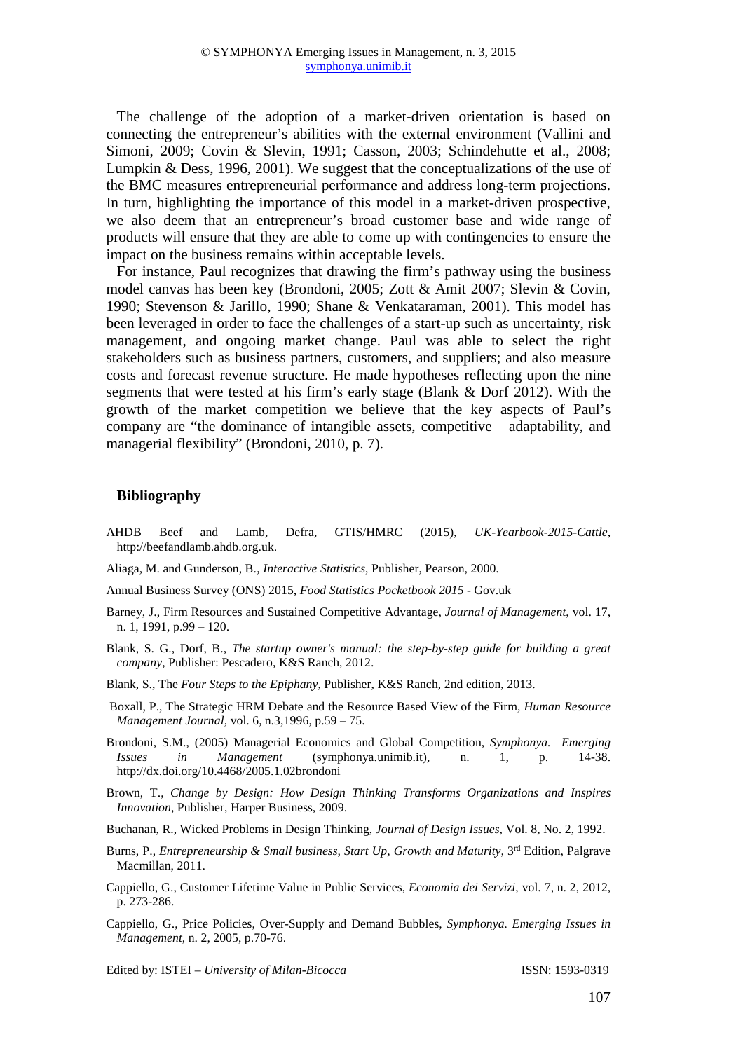The challenge of the adoption of a market-driven orientation is based on connecting the entrepreneur's abilities with the external environment (Vallini and Simoni, 2009; Covin & Slevin, 1991; Casson, 2003; Schindehutte et al., 2008; Lumpkin & Dess, 1996, 2001). We suggest that the conceptualizations of the use of the BMC measures entrepreneurial performance and address long-term projections. In turn, highlighting the importance of this model in a market-driven prospective, we also deem that an entrepreneur's broad customer base and wide range of products will ensure that they are able to come up with contingencies to ensure the impact on the business remains within acceptable levels.

For instance, Paul recognizes that drawing the firm's pathway using the business model canvas has been key (Brondoni, 2005; Zott & Amit 2007; Slevin & Covin, 1990; Stevenson & Jarillo, 1990; Shane & Venkataraman, 2001). This model has been leveraged in order to face the challenges of a start-up such as uncertainty, risk management, and ongoing market change. Paul was able to select the right stakeholders such as business partners, customers, and suppliers; and also measure costs and forecast revenue structure. He made hypotheses reflecting upon the nine segments that were tested at his firm's early stage (Blank & Dorf 2012). With the growth of the market competition we believe that the key aspects of Paul's company are "the dominance of intangible assets, competitive adaptability, and managerial flexibility" (Brondoni, 2010, p. 7).

## Bibliography

AHDB Beef and Lamb, Defra, GTIS/HMRC (2015), *UK-Yearbook-2015-Cattle*, http://beefandlamb.ahdb.org.uk.

Aliaga, M. and Gunderson, B., *Interactive Statistics*, Publisher, Pearson, 2000.

Annual Business Survey (ONS) 2015, *Food Statistics Pocketbook 2015* - Gov.uk

Barney, J., Firm Resources and Sustained Competitive Advantage, *Journal of Management*, vol. 17, n. 1, 1991, p.99 – 120.

Blank, S. G., Dorf, B., *The startup owner's manual: the step-by-step guide for building a great company*, Publisher: Pescadero, K&S Ranch, 2012.

Blank, S., The *Four Steps to the Epiphany*, Publisher, K&S Ranch, 2nd edition, 2013.

Boxall, P., The Strategic HRM Debate and the Resource Based View of the Firm, *Human Resource Management Journal*, vol. 6, n.3,1996, p.59 – 75.

Brondoni, S.M., (2005) Managerial Economics and Global Competition, *Symphonya. Emerging Issues in Management* (symphonya.unimib.it), n. 1, p. 14-38. http://dx.doi.org/10.4468/2005.1.02brondoni

Brown, T., *Change by Design: How Design Thinking Transforms Organizations and Inspires Innovation*, Publisher, Harper Business, 2009.

Buchanan, R., Wicked Problems in Design Thinking, *Journal of Design Issues*, Vol. 8, No. 2, 1992.

Burns, P., *Entrepreneurship & Small business, Start Up, Growth and Maturity*, 3rd Edition, Palgrave Macmillan, 2011.

Cappiello, G., Customer Lifetime Value in Public Services, *Economia dei Servizi*, vol. 7, n. 2, 2012, p. 273-286.

Cappiello, G., Price Policies, Over-Supply and Demand Bubbles, *Symphonya. Emerging Issues in Management*, n. 2, 2005, p.70-76.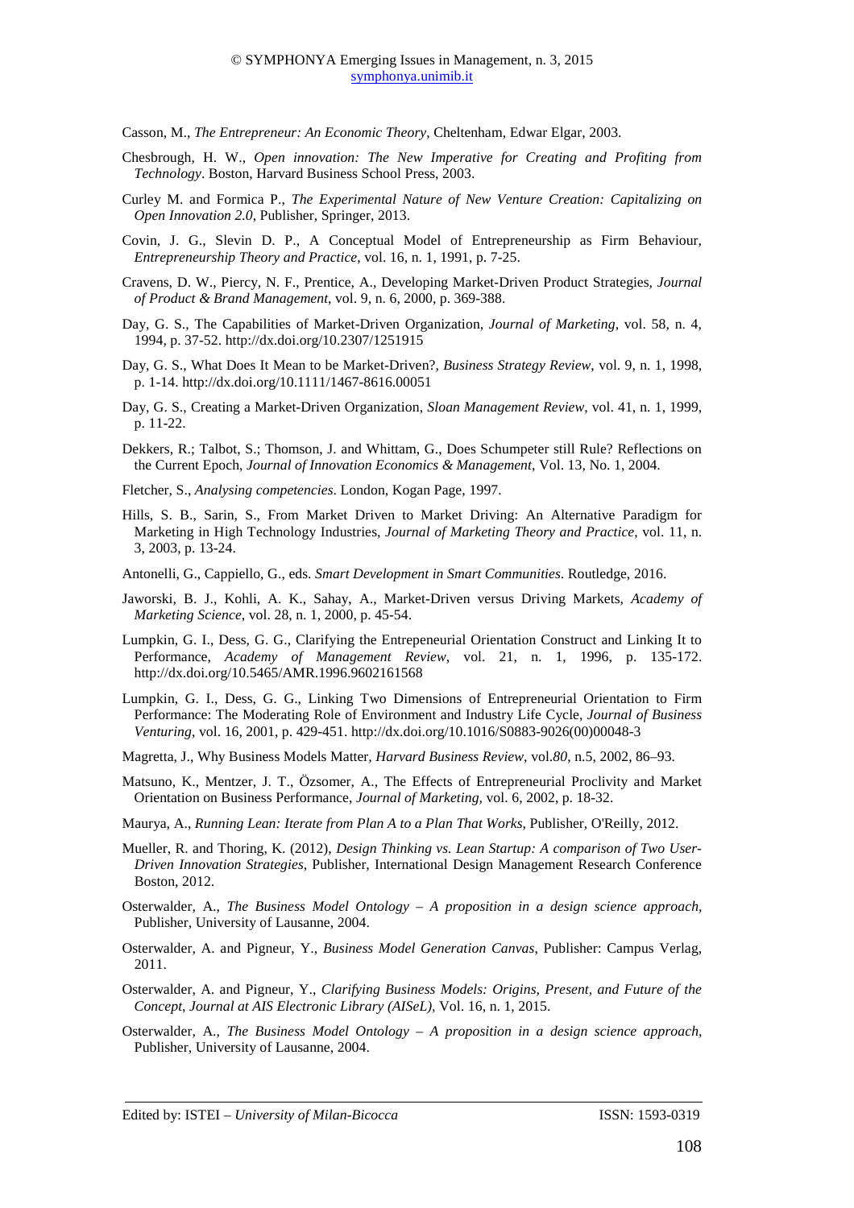Casson, M., *The Entrepreneur: An Economic Theory*, Cheltenham, Edwar Elgar, 2003.

Chesbrough, H. W., *Open innovation: The New Imperative for Creating and Profiting from Technology*. Boston, Harvard Business School Press, 2003.

Curley M. and Formica P., *The Experimental Nature of New Venture Creation: Capitalizing on Open Innovation 2.0*, Publisher, Springer, 2013.

Covin, J. G., Slevin D. P., A Conceptual Model of Entrepreneurship as Firm Behaviour, *Entrepreneurship Theory and Practice*, vol. 16, n. 1, 1991, p. 7-25.

Cravens, D. W., Piercy, N. F., Prentice, A., Developing Market-Driven Product Strategies, *Journal of Product & Brand Management*, vol. 9, n. 6, 2000, p. 369-388.

Day, G. S., The Capabilities of Market-Driven Organization, *Journal of Marketing*, vol. 58, n. 4, 1994, p. 37-52. http://dx.doi.org/10.2307/1251915

Day, G. S., What Does It Mean to be Market-Driven?, *Business Strategy Review*, vol. 9, n. 1, 1998, p. 1-14. http://dx.doi.org/10.1111/1467-8616.00051

Day, G. S., Creating a Market-Driven Organization, *Sloan Management Review*, vol. 41, n. 1, 1999, p. 11-22.

Dekkers, R.; Talbot, S.; Thomson, J. and Whittam, G., Does Schumpeter still Rule? Reflections on the Current Epoch, *Journal of Innovation Economics & Management*, Vol. 13, No. 1, 2004.

Fletcher, S., *Analysing competencies*. London, Kogan Page, 1997.

Hills, S. B., Sarin, S., From Market Driven to Market Driving: An Alternative Paradigm for Marketing in High Technology Industries, *Journal of Marketing Theory and Practice*, vol. 11, n. 3, 2003, p. 13-24.

Antonelli, G., Cappiello, G., eds. *Smart Development in Smart Communities*. Routledge, 2016.

Jaworski, B. J., Kohli, A. K., Sahay, A., Market-Driven versus Driving Markets, *Academy of Marketing Science*, vol. 28, n. 1, 2000, p. 45-54.

Lumpkin, G. I., Dess, G. G., Clarifying the Entrepeneurial Orientation Construct and Linking It to Performance, *Academy of Management Review*, vol. 21, n. 1, 1996, p. 135-172. http://dx.doi.org/10.5465/AMR.1996.9602161568

Lumpkin, G. I., Dess, G. G., Linking Two Dimensions of Entrepreneurial Orientation to Firm Performance: The Moderating Role of Environment and Industry Life Cycle, *Journal of Business Venturing*, vol. 16, 2001, p. 429-451. http://dx.doi.org/10.1016/S0883-9026(00)00048-3

Magretta, J., Why Business Models Matter, *Harvard Business Review*, vol.*80*, n.5, 2002, 86–93.

Matsuno, K., Mentzer, J. T., Özsomer, A., The Effects of Entrepreneurial Proclivity and Market Orientation on Business Performance, *Journal of Marketing,* vol. 6, 2002, p. 18-32.

Maurya, A., *Running Lean: Iterate from Plan A to a Plan That Works*, Publisher, O'Reilly, 2012.

Mueller, R. and Thoring, K. (2012), *Design Thinking vs. Lean Startup: A comparison of Two User-Driven Innovation Strategies*, Publisher, International Design Management Research Conference Boston, 2012.

Osterwalder, A., *The Business Model Ontology – A proposition in a design science approach,* Publisher, University of Lausanne, 2004.

Osterwalder, A. and Pigneur, Y., *Business Model Generation Canvas*, Publisher: Campus Verlag, 2011.

Osterwalder, A. and Pigneur, Y., *Clarifying Business Models: Origins, Present, and Future of the Concept*, *Journal at AIS Electronic Library (AISeL),* Vol. 16, n. 1, 2015.

Osterwalder, A., *The Business Model Ontology – A proposition in a design science approach,* Publisher, University of Lausanne, 2004.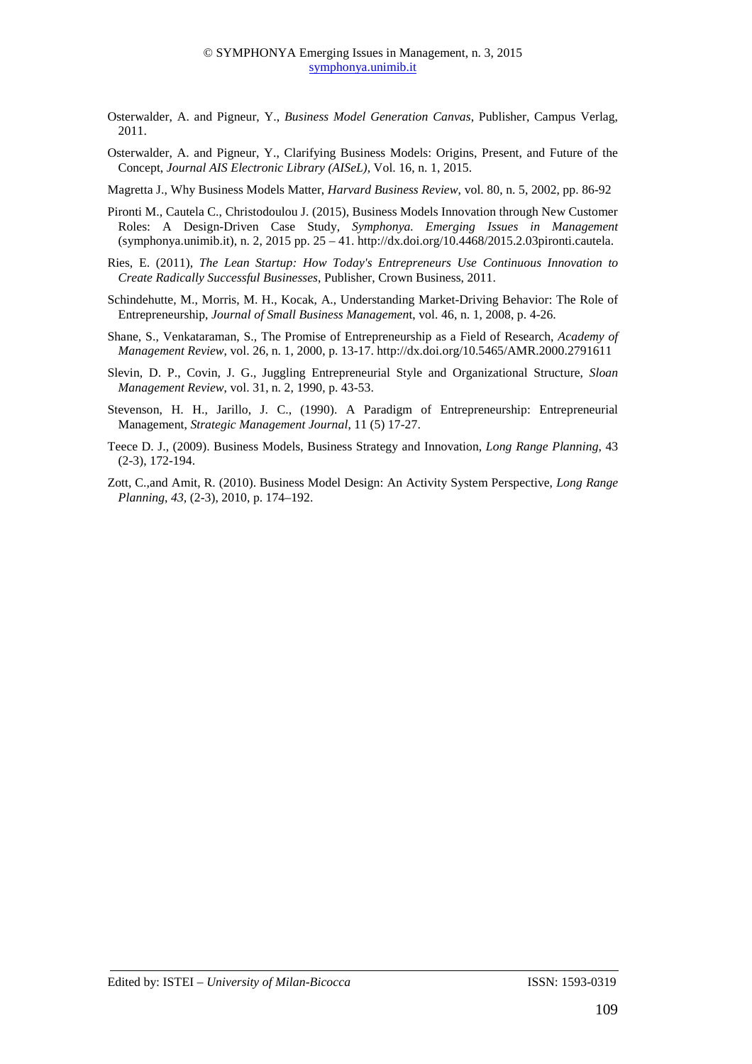Osterwalder, A. and Pigneur, Y., *Business Model Generation Canvas*, Publisher, Campus Verlag, 2011.

Osterwalder, A. and Pigneur, Y., Clarifying Business Models: Origins, Present, and Future of the Concept, *Journal AIS Electronic Library (AISeL),* Vol. 16, n. 1, 2015.

Magretta J., Why Business Models Matter, *Harvard Business Review*, vol. 80, n. 5, 2002, pp. 86-92

Pironti M., Cautela C., Christodoulou J. (2015), Business Models Innovation through New Customer Roles: A Design-Driven Case Study, *Symphonya. Emerging Issues in Management* (symphonya.unimib.it), n. 2, 2015 pp. 25 – 41. http://dx.doi.org/10.4468/2015.2.03pironti.cautela.

Ries, E. (2011), *The Lean Startup: How Today's Entrepreneurs Use Continuous Innovation to Create Radically Successful Businesses*, Publisher, Crown Business, 2011.

Schindehutte, M., Morris, M. H., Kocak, A., Understanding Market-Driving Behavior: The Role of Entrepreneurship, *Journal of Small Business Managemen*t, vol. 46, n. 1, 2008, p. 4-26.

Shane, S., Venkataraman, S., The Promise of Entrepreneurship as a Field of Research, *Academy of Management Review*, vol. 26, n. 1, 2000, p. 13-17. http://dx.doi.org/10.5465/AMR.2000.2791611

Slevin, D. P., Covin, J. G., Juggling Entrepreneurial Style and Organizational Structure, *Sloan Management Review*, vol. 31, n. 2, 1990, p. 43-53.

Stevenson, H. H., Jarillo, J. C., (1990). A Paradigm of Entrepreneurship: Entrepreneurial Management, *Strategic Management Journal*, 11 (5) 17-27.

Teece D. J., (2009). Business Models, Business Strategy and Innovation, *Long Range Planning*, 43 (2-3), 172-194.

Zott, C.,and Amit, R. (2010). Business Model Design: An Activity System Perspective, *Long Range Planning*, *43*, (2-3), 2010, p. 174–192.